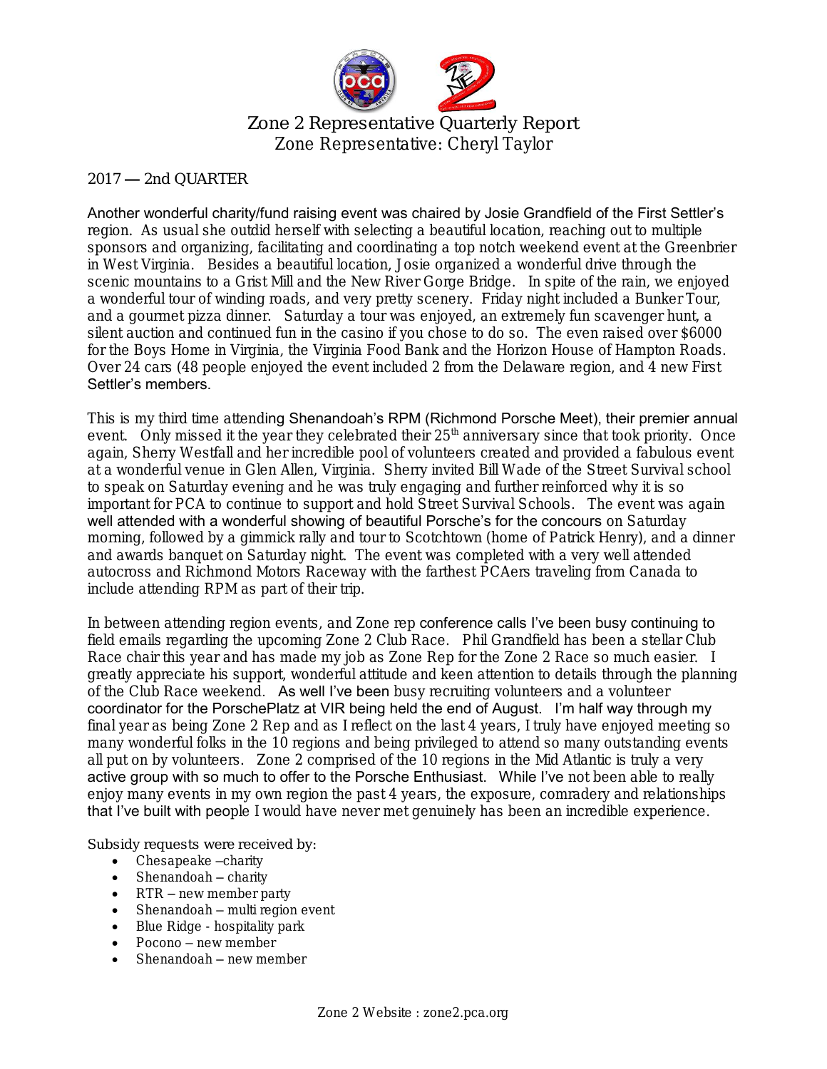# Zone 2 Representative Quarterly Report

## Zone Representative: Cheryl Taylor

2017 — 2nd QUARTER

Another wonderful charity/fund raising event was chaired by Josie Grandfield of the First Settler's region. As usual she outdid herself with selecting a beautiful location, reaching out to multiple sponsors and organizing, facilitating and coordinating a top notch weekend event at the Greenbrier in West Virginia. Besides a beautiful location, Josie organized a wonderful drive through the scenic mountains to a Grist Mill and the New River Gorge Bridge. In spite of the rain, we enjoyed a wonderful tour of winding roads, and very pretty scenery. Friday night included a Bunker Tour, and a gourmet pizza dinner. Saturday a tour was enjoyed, an extremely fun scavenger hunt, a silent auction and continued fun in the casino if you chose to do so. The even raised over $6000 for the Boys Home in Virginia, the Virginia Food Bank and the Horizon House of Hampton Roads. Over 24 cars (48 people enjoyed the event included 2 from the Delaware region, and 4 new First Settler's members.

This is my third time attending Shenandoah's RPM (Richmond Porsche Meet), their premier annual event. Only missed it the year they celebrated their 25th anniversary since that took priority. Once again, Sherry Westfall and her incredible pool of volunteers created and provided a fabulous event at a wonderful venue in Glen Allen, Virginia. Sherry invited Bill Wade of the Street Survival school to speak on Saturday evening and he was truly engaging and further reinforced why it is so important for PCA to continue to support and hold Street Survival Schools. The event was again well attended with a wonderful showing of beautiful Porsche's for the concours on Saturday morning, followed by a gimmick rally and tour to Scotchtown (home of Patrick Henry), and a dinner and awards banquet on Saturday night. The event was completed with a very well attended autocross and Richmond Motors Raceway with the farthest PCAers traveling from Canada to include attending RPM as part of their trip.

In between attending region events, and Zone rep conference calls I've been busy continuing to field emails regarding the upcoming Zone 2 Club Race. Phil Grandfield has been a stellar Club Race chair this year and has made my job as Zone Rep for the Zone 2 Race so much easier. I greatly appreciate his support, wonderful attitude and keen attention to details through the planning of the Club Race weekend. As well I've been busy recruiting volunteers and a volunteer coordinator for the PorschePlatz at VIR being held the end of August. I'm half way through my final year as being Zone 2 Rep and as I reflect on the last 4 years, I truly have enjoyed meeting so many wonderful folks in the 10 regions and being privileged to attend so many outstanding events all put on by volunteers. Zone 2 comprised of the 10 regions in the Mid Atlantic is truly a very active group with so much to offer to the Porsche Enthusiast. While I've not been able to really enjoy many events in my own region the past 4 years, the exposure, comradery and relationships that I've built with people I would have never met genuinely has been an incredible experience.

Subsidy requests were received by:

- Chesapeake –charity
- Shenandoah – charity
- RTR – new member party
- Shenandoah – multi region event
- Blue Ridge - hospitality park
- Pocono – new member
- Shenandoah – new member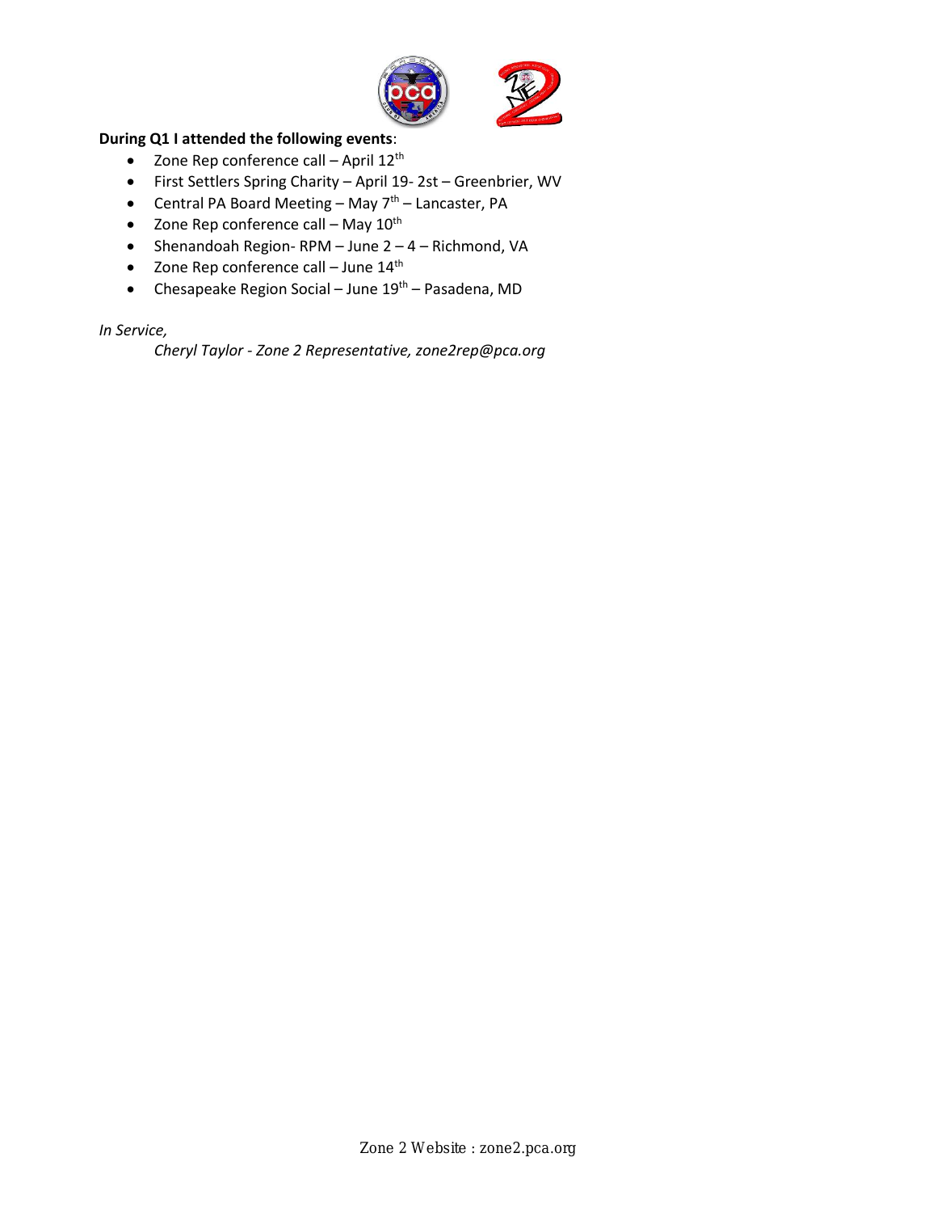**During Q1 I attended the following events**:

- Zone Rep conference call – April 12th
- First Settlers Spring Charity – April 19- 2st – Greenbrier, WV
- Central PA Board Meeting – May 7th – Lancaster, PA
- Zone Rep conference call – May 10th
- Shenandoah Region- RPM – June 2 – 4 – Richmond, VA
- Zone Rep conference call – June 14th
- Chesapeake Region Social – June 19th – Pasadena, MD

*In Service,*

*Cheryl Taylor - Zone 2 Representative, zone2rep@pca.org*